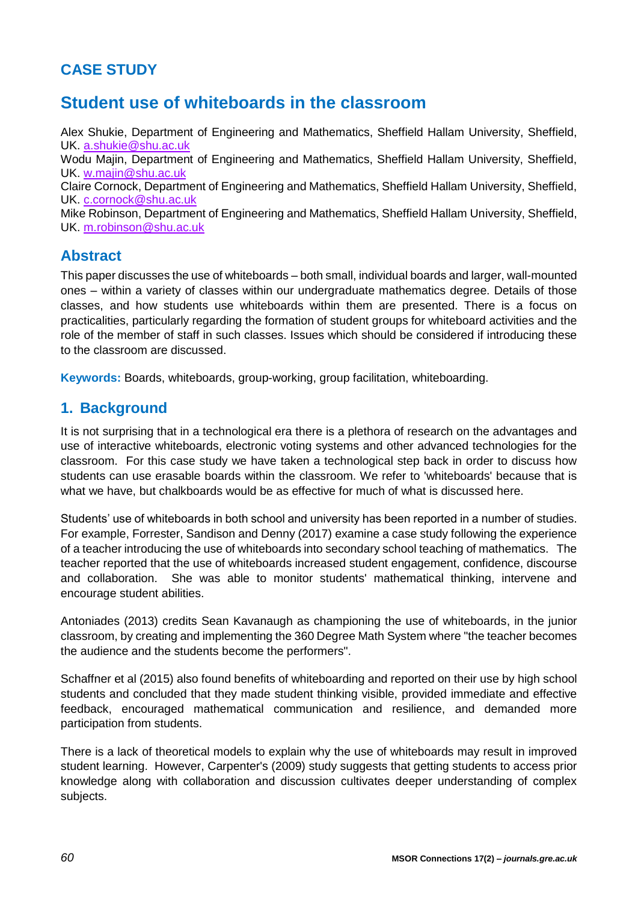## CASE STUDY

# Student use of whiteboards in the classroom

Alex Shukie, Department of Engineering and Mathematics, Sheffield Hallam University, Sheffield, UK. a.shukie@shu.ac.uk
Wodu Majin, Department of Engineering and Mathematics, Sheffield Hallam University, Sheffield, UK. w.majin@shu.ac.uk
Claire Cornock, Department of Engineering and Mathematics, Sheffield Hallam University, Sheffield, UK. c.cornock@shu.ac.uk
Mike Robinson, Department of Engineering and Mathematics, Sheffield Hallam University, Sheffield, UK. m.robinson@shu.ac.uk

## Abstract

This paper discusses the use of whiteboards – both small, individual boards and larger, wall-mounted ones – within a variety of classes within our undergraduate mathematics degree. Details of those classes, and how students use whiteboards within them are presented. There is a focus on practicalities, particularly regarding the formation of student groups for whiteboard activities and the role of the member of staff in such classes. Issues which should be considered if introducing these to the classroom are discussed.

**Keywords:** Boards, whiteboards, group-working, group facilitation, whiteboarding.

## 1. Background

It is not surprising that in a technological era there is a plethora of research on the advantages and use of interactive whiteboards, electronic voting systems and other advanced technologies for the classroom. For this case study we have taken a technological step back in order to discuss how students can use erasable boards within the classroom. We refer to 'whiteboards' because that is what we have, but chalkboards would be as effective for much of what is discussed here.

Students' use of whiteboards in both school and university has been reported in a number of studies. For example, Forrester, Sandison and Denny (2017) examine a case study following the experience of a teacher introducing the use of whiteboards into secondary school teaching of mathematics. The teacher reported that the use of whiteboards increased student engagement, confidence, discourse and collaboration. She was able to monitor students' mathematical thinking, intervene and encourage student abilities.

Antoniades (2013) credits Sean Kavanaugh as championing the use of whiteboards, in the junior classroom, by creating and implementing the 360 Degree Math System where "the teacher becomes the audience and the students become the performers".

Schaffner et al (2015) also found benefits of whiteboarding and reported on their use by high school students and concluded that they made student thinking visible, provided immediate and effective feedback, encouraged mathematical communication and resilience, and demanded more participation from students.

There is a lack of theoretical models to explain why the use of whiteboards may result in improved student learning. However, Carpenter's (2009) study suggests that getting students to access prior knowledge along with collaboration and discussion cultivates deeper understanding of complex subjects.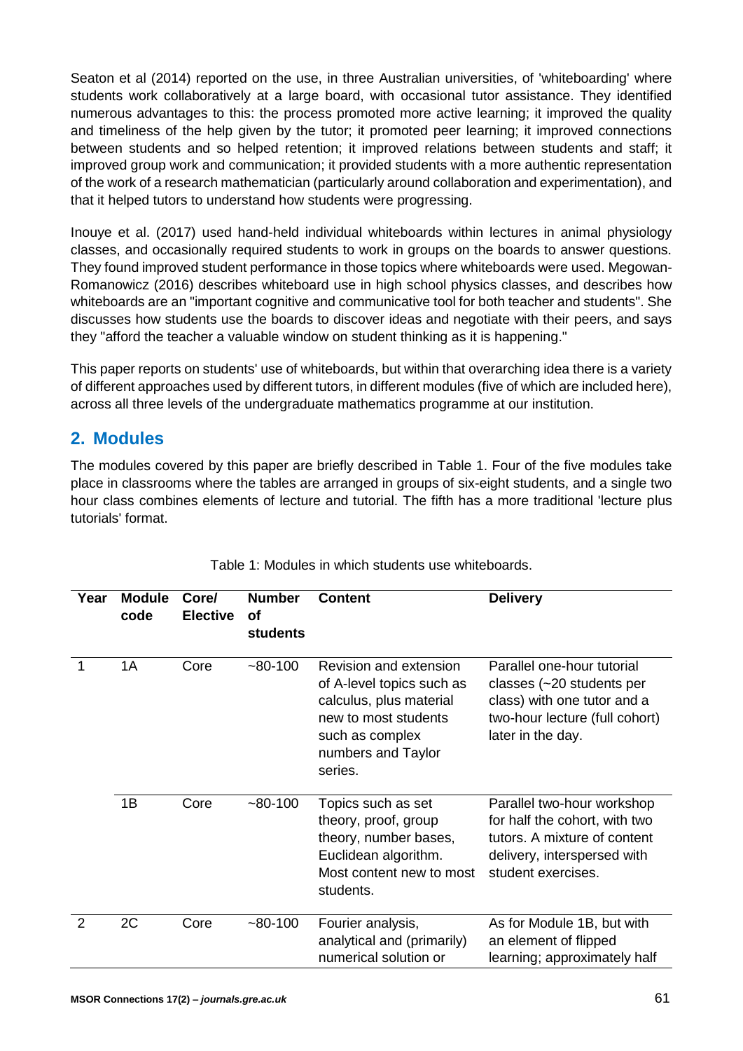Seaton et al (2014) reported on the use, in three Australian universities, of 'whiteboarding' where students work collaboratively at a large board, with occasional tutor assistance. They identified numerous advantages to this: the process promoted more active learning; it improved the quality and timeliness of the help given by the tutor; it promoted peer learning; it improved connections between students and so helped retention; it improved relations between students and staff; it improved group work and communication; it provided students with a more authentic representation of the work of a research mathematician (particularly around collaboration and experimentation), and that it helped tutors to understand how students were progressing.

Inouye et al. (2017) used hand-held individual whiteboards within lectures in animal physiology classes, and occasionally required students to work in groups on the boards to answer questions. They found improved student performance in those topics where whiteboards were used. Megowan-Romanowicz (2016) describes whiteboard use in high school physics classes, and describes how whiteboards are an "important cognitive and communicative tool for both teacher and students". She discusses how students use the boards to discover ideas and negotiate with their peers, and says they "afford the teacher a valuable window on student thinking as it is happening."

This paper reports on students' use of whiteboards, but within that overarching idea there is a variety of different approaches used by different tutors, in different modules (five of which are included here), across all three levels of the undergraduate mathematics programme at our institution.

## 2. Modules

The modules covered by this paper are briefly described in Table 1. Four of the five modules take place in classrooms where the tables are arranged in groups of six-eight students, and a single two hour class combines elements of lecture and tutorial. The fifth has a more traditional 'lecture plus tutorials' format.

Table 1: Modules in which students use whiteboards.

| Year | Module code | Core/ Elective | Number of students | Content | Delivery |
|---|---|---|---|---|---|
| 1 | 1A | Core | ~80-100 | Revision and extension of A-level topics such as calculus, plus material new to most students such as complex numbers and Taylor series. | Parallel one-hour tutorial classes (~20 students per class) with one tutor and a two-hour lecture (full cohort) later in the day. |
| | 1B | Core | ~80-100 | Topics such as set theory, proof, group theory, number bases, Euclidean algorithm. Most content new to most students. | Parallel two-hour workshop for half the cohort, with two tutors. A mixture of content delivery, interspersed with student exercises. |
| 2 | 2C | Core | ~80-100 | Fourier analysis, analytical and (primarily) numerical solution or | As for Module 1B, but with an element of flipped learning; approximately half |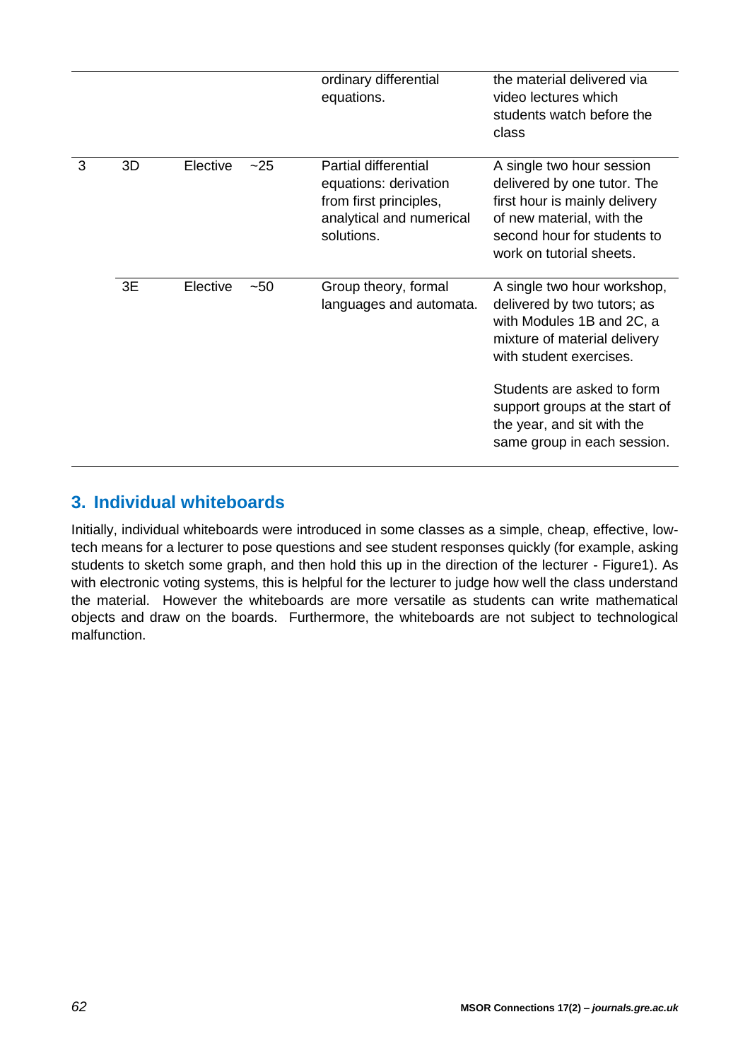| | | | | | |
|---|---|---|---|---|---|
| | | | | ordinary differential equations. | the material delivered via video lectures which students watch before the class |
| 3 | 3D | Elective | ~25 | Partial differential equations: derivation from first principles, analytical and numerical solutions. | A single two hour session delivered by one tutor. The first hour is mainly delivery of new material, with the second hour for students to work on tutorial sheets. |
| | 3E | Elective | ~50 | Group theory, formal languages and automata. | A single two hour workshop, delivered by two tutors; as with Modules 1B and 2C, a mixture of material delivery with student exercises. Students are asked to form support groups at the start of the year, and sit with the same group in each session. |

## 3. Individual whiteboards

Initially, individual whiteboards were introduced in some classes as a simple, cheap, effective, low-tech means for a lecturer to pose questions and see student responses quickly (for example, asking students to sketch some graph, and then hold this up in the direction of the lecturer - Figure1). As with electronic voting systems, this is helpful for the lecturer to judge how well the class understand the material. However the whiteboards are more versatile as students can write mathematical objects and draw on the boards. Furthermore, the whiteboards are not subject to technological malfunction.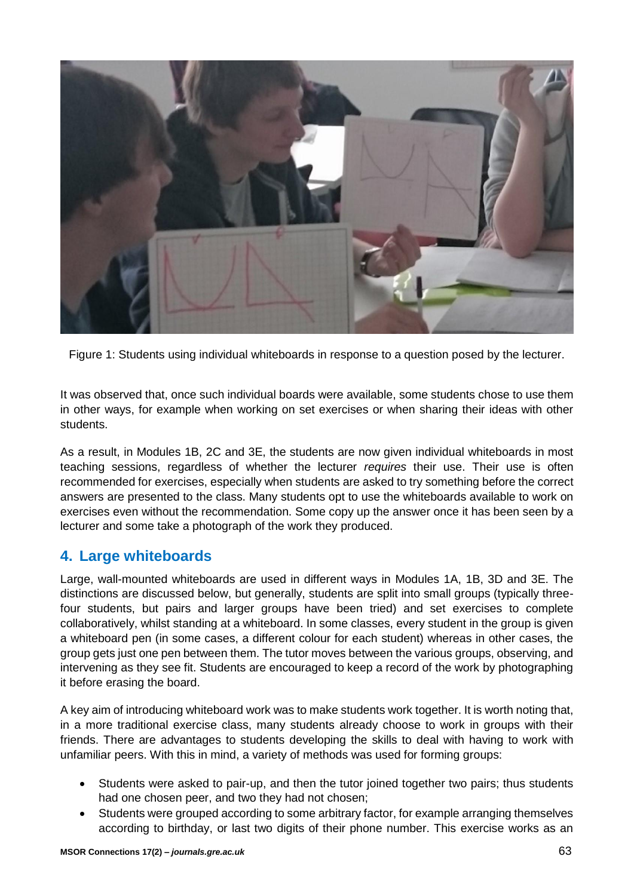Figure 1: Students using individual whiteboards in response to a question posed by the lecturer.

It was observed that, once such individual boards were available, some students chose to use them in other ways, for example when working on set exercises or when sharing their ideas with other students.

As a result, in Modules 1B, 2C and 3E, the students are now given individual whiteboards in most teaching sessions, regardless of whether the lecturer *requires* their use. Their use is often recommended for exercises, especially when students are asked to try something before the correct answers are presented to the class. Many students opt to use the whiteboards available to work on exercises even without the recommendation. Some copy up the answer once it has been seen by a lecturer and some take a photograph of the work they produced.

## 4. Large whiteboards

Large, wall-mounted whiteboards are used in different ways in Modules 1A, 1B, 3D and 3E. The distinctions are discussed below, but generally, students are split into small groups (typically three-four students, but pairs and larger groups have been tried) and set exercises to complete collaboratively, whilst standing at a whiteboard. In some classes, every student in the group is given a whiteboard pen (in some cases, a different colour for each student) whereas in other cases, the group gets just one pen between them. The tutor moves between the various groups, observing, and intervening as they see fit. Students are encouraged to keep a record of the work by photographing it before erasing the board.

A key aim of introducing whiteboard work was to make students work together. It is worth noting that, in a more traditional exercise class, many students already choose to work in groups with their friends. There are advantages to students developing the skills to deal with having to work with unfamiliar peers. With this in mind, a variety of methods was used for forming groups:

- Students were asked to pair-up, and then the tutor joined together two pairs; thus students had one chosen peer, and two they had not chosen;
- Students were grouped according to some arbitrary factor, for example arranging themselves according to birthday, or last two digits of their phone number. This exercise works as an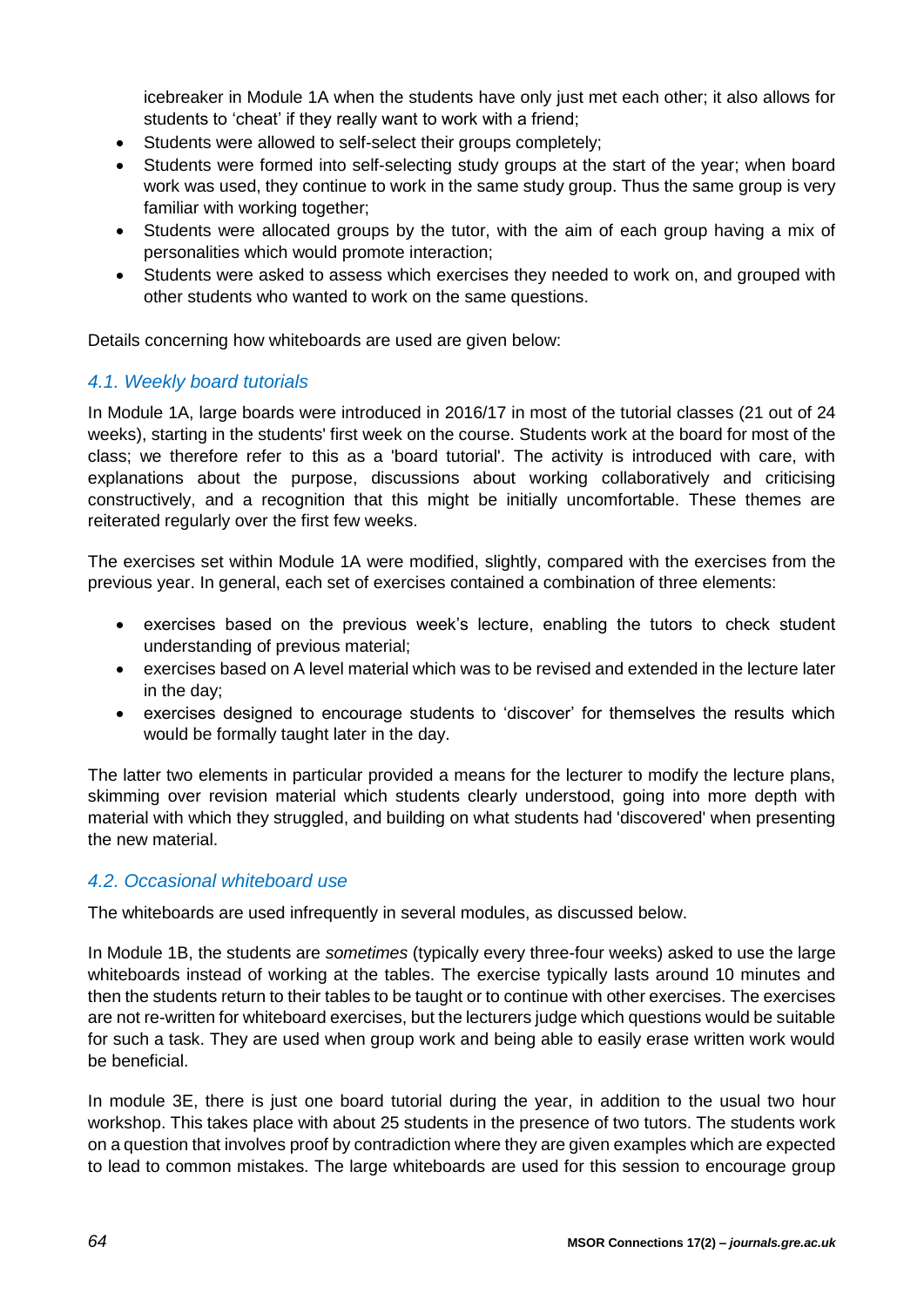icebreaker in Module 1A when the students have only just met each other; it also allows for students to 'cheat' if they really want to work with a friend;

- Students were allowed to self-select their groups completely;
- Students were formed into self-selecting study groups at the start of the year; when board work was used, they continue to work in the same study group. Thus the same group is very familiar with working together;
- Students were allocated groups by the tutor, with the aim of each group having a mix of personalities which would promote interaction;
- Students were asked to assess which exercises they needed to work on, and grouped with other students who wanted to work on the same questions.

Details concerning how whiteboards are used are given below:

### 4.1. Weekly board tutorials

In Module 1A, large boards were introduced in 2016/17 in most of the tutorial classes (21 out of 24 weeks), starting in the students' first week on the course. Students work at the board for most of the class; we therefore refer to this as a 'board tutorial'. The activity is introduced with care, with explanations about the purpose, discussions about working collaboratively and criticising constructively, and a recognition that this might be initially uncomfortable. These themes are reiterated regularly over the first few weeks.

The exercises set within Module 1A were modified, slightly, compared with the exercises from the previous year. In general, each set of exercises contained a combination of three elements:

- exercises based on the previous week's lecture, enabling the tutors to check student understanding of previous material;
- exercises based on A level material which was to be revised and extended in the lecture later in the day;
- exercises designed to encourage students to 'discover' for themselves the results which would be formally taught later in the day.

The latter two elements in particular provided a means for the lecturer to modify the lecture plans, skimming over revision material which students clearly understood, going into more depth with material with which they struggled, and building on what students had 'discovered' when presenting the new material.

### 4.2. Occasional whiteboard use

The whiteboards are used infrequently in several modules, as discussed below.

In Module 1B, the students are *sometimes* (typically every three-four weeks) asked to use the large whiteboards instead of working at the tables. The exercise typically lasts around 10 minutes and then the students return to their tables to be taught or to continue with other exercises. The exercises are not re-written for whiteboard exercises, but the lecturers judge which questions would be suitable for such a task. They are used when group work and being able to easily erase written work would be beneficial.

In module 3E, there is just one board tutorial during the year, in addition to the usual two hour workshop. This takes place with about 25 students in the presence of two tutors. The students work on a question that involves proof by contradiction where they are given examples which are expected to lead to common mistakes. The large whiteboards are used for this session to encourage group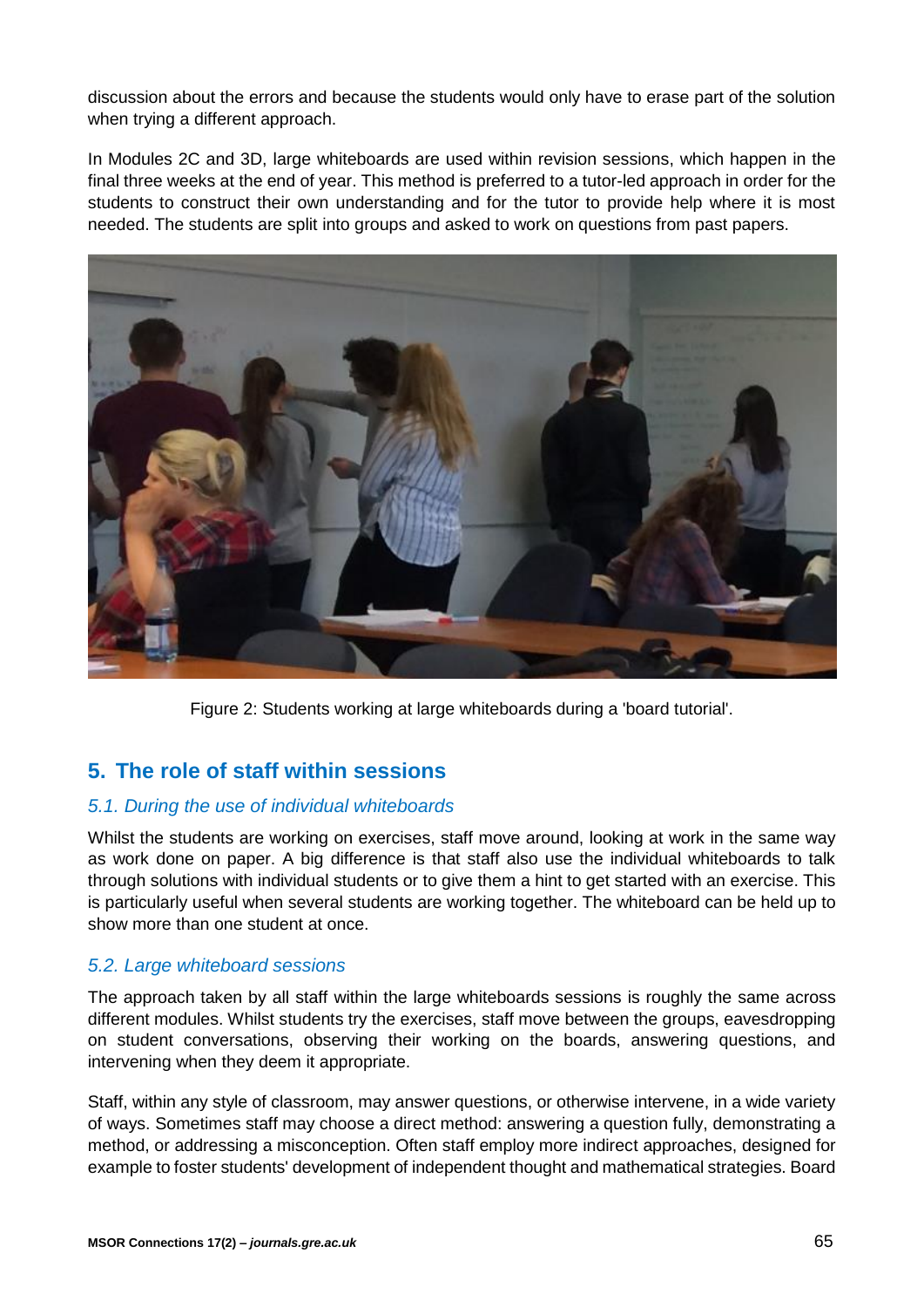discussion about the errors and because the students would only have to erase part of the solution when trying a different approach.

In Modules 2C and 3D, large whiteboards are used within revision sessions, which happen in the final three weeks at the end of year. This method is preferred to a tutor-led approach in order for the students to construct their own understanding and for the tutor to provide help where it is most needed. The students are split into groups and asked to work on questions from past papers.

Figure 2: Students working at large whiteboards during a 'board tutorial'.

## 5. The role of staff within sessions

### *5.1. During the use of individual whiteboards*

Whilst the students are working on exercises, staff move around, looking at work in the same way as work done on paper. A big difference is that staff also use the individual whiteboards to talk through solutions with individual students or to give them a hint to get started with an exercise. This is particularly useful when several students are working together. The whiteboard can be held up to show more than one student at once.

### *5.2. Large whiteboard sessions*

The approach taken by all staff within the large whiteboards sessions is roughly the same across different modules. Whilst students try the exercises, staff move between the groups, eavesdropping on student conversations, observing their working on the boards, answering questions, and intervening when they deem it appropriate.

Staff, within any style of classroom, may answer questions, or otherwise intervene, in a wide variety of ways. Sometimes staff may choose a direct method: answering a question fully, demonstrating a method, or addressing a misconception. Often staff employ more indirect approaches, designed for example to foster students' development of independent thought and mathematical strategies. Board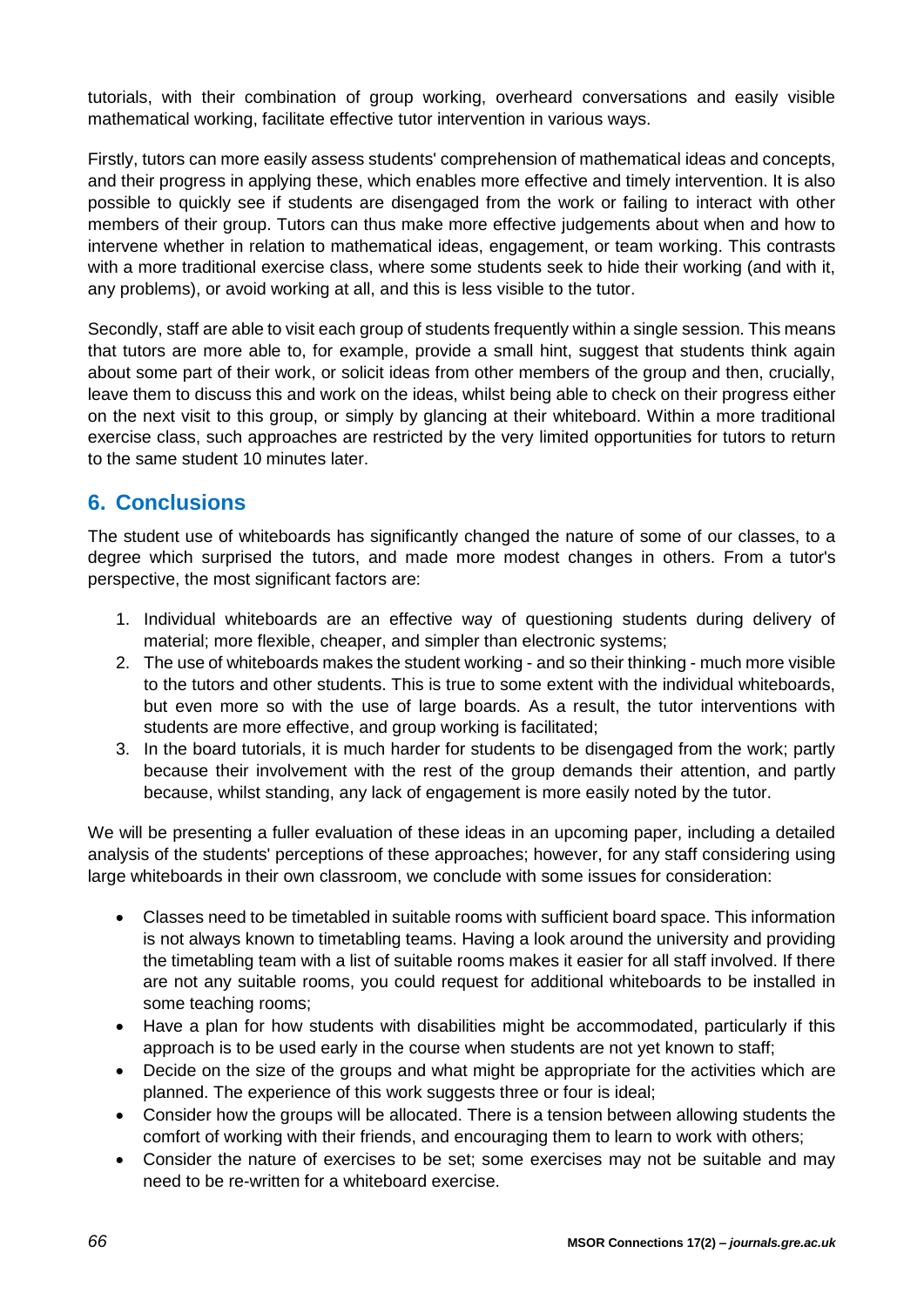tutorials, with their combination of group working, overheard conversations and easily visible mathematical working, facilitate effective tutor intervention in various ways.

Firstly, tutors can more easily assess students' comprehension of mathematical ideas and concepts, and their progress in applying these, which enables more effective and timely intervention. It is also possible to quickly see if students are disengaged from the work or failing to interact with other members of their group. Tutors can thus make more effective judgements about when and how to intervene whether in relation to mathematical ideas, engagement, or team working. This contrasts with a more traditional exercise class, where some students seek to hide their working (and with it, any problems), or avoid working at all, and this is less visible to the tutor.

Secondly, staff are able to visit each group of students frequently within a single session. This means that tutors are more able to, for example, provide a small hint, suggest that students think again about some part of their work, or solicit ideas from other members of the group and then, crucially, leave them to discuss this and work on the ideas, whilst being able to check on their progress either on the next visit to this group, or simply by glancing at their whiteboard. Within a more traditional exercise class, such approaches are restricted by the very limited opportunities for tutors to return to the same student 10 minutes later.

## 6. Conclusions

The student use of whiteboards has significantly changed the nature of some of our classes, to a degree which surprised the tutors, and made more modest changes in others. From a tutor's perspective, the most significant factors are:

1. Individual whiteboards are an effective way of questioning students during delivery of material; more flexible, cheaper, and simpler than electronic systems;
2. The use of whiteboards makes the student working - and so their thinking - much more visible to the tutors and other students. This is true to some extent with the individual whiteboards, but even more so with the use of large boards. As a result, the tutor interventions with students are more effective, and group working is facilitated;
3. In the board tutorials, it is much harder for students to be disengaged from the work; partly because their involvement with the rest of the group demands their attention, and partly because, whilst standing, any lack of engagement is more easily noted by the tutor.

We will be presenting a fuller evaluation of these ideas in an upcoming paper, including a detailed analysis of the students' perceptions of these approaches; however, for any staff considering using large whiteboards in their own classroom, we conclude with some issues for consideration:

- Classes need to be timetabled in suitable rooms with sufficient board space. This information is not always known to timetabling teams. Having a look around the university and providing the timetabling team with a list of suitable rooms makes it easier for all staff involved. If there are not any suitable rooms, you could request for additional whiteboards to be installed in some teaching rooms;
- Have a plan for how students with disabilities might be accommodated, particularly if this approach is to be used early in the course when students are not yet known to staff;
- Decide on the size of the groups and what might be appropriate for the activities which are planned. The experience of this work suggests three or four is ideal;
- Consider how the groups will be allocated. There is a tension between allowing students the comfort of working with their friends, and encouraging them to learn to work with others;
- Consider the nature of exercises to be set; some exercises may not be suitable and may need to be re-written for a whiteboard exercise.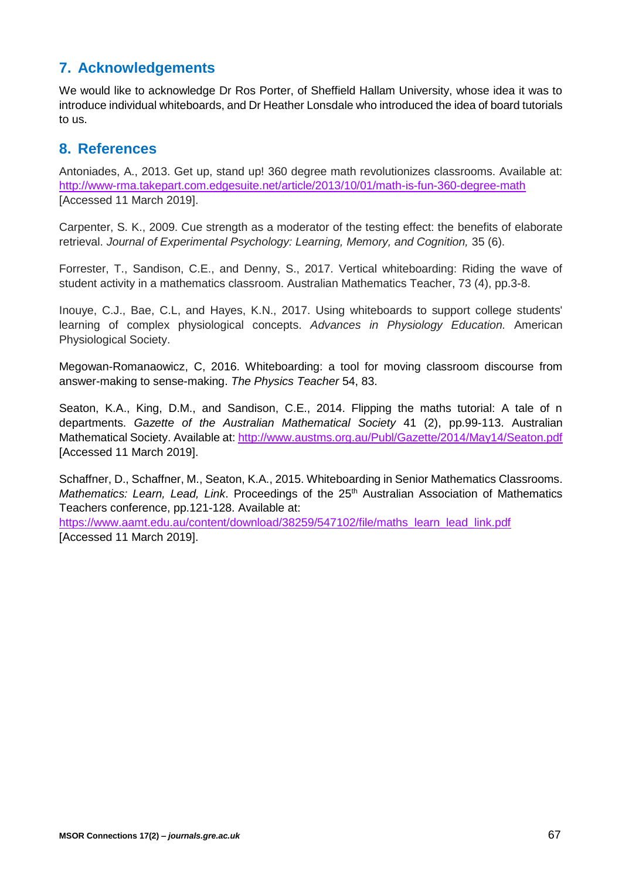## 7. Acknowledgements

We would like to acknowledge Dr Ros Porter, of Sheffield Hallam University, whose idea it was to introduce individual whiteboards, and Dr Heather Lonsdale who introduced the idea of board tutorials to us.

## 8. References

Antoniades, A., 2013. Get up, stand up! 360 degree math revolutionizes classrooms. Available at: http://www-rma.takepart.com.edgesuite.net/article/2013/10/01/math-is-fun-360-degree-math [Accessed 11 March 2019].

Carpenter, S. K., 2009. Cue strength as a moderator of the testing effect: the benefits of elaborate retrieval. *Journal of Experimental Psychology: Learning, Memory, and Cognition,* 35 (6).

Forrester, T., Sandison, C.E., and Denny, S., 2017. Vertical whiteboarding: Riding the wave of student activity in a mathematics classroom. Australian Mathematics Teacher, 73 (4), pp.3-8.

Inouye, C.J., Bae, C.L, and Hayes, K.N., 2017. Using whiteboards to support college students' learning of complex physiological concepts. *Advances in Physiology Education.* American Physiological Society.

Megowan-Romanaowicz, C, 2016. Whiteboarding: a tool for moving classroom discourse from answer-making to sense-making. *The Physics Teacher* 54, 83.

Seaton, K.A., King, D.M., and Sandison, C.E., 2014. Flipping the maths tutorial: A tale of n departments. *Gazette of the Australian Mathematical Society* 41 (2), pp.99-113. Australian Mathematical Society. Available at: http://www.austms.org.au/Publ/Gazette/2014/May14/Seaton.pdf [Accessed 11 March 2019].

Schaffner, D., Schaffner, M., Seaton, K.A., 2015. Whiteboarding in Senior Mathematics Classrooms. *Mathematics: Learn, Lead, Link*. Proceedings of the 25th Australian Association of Mathematics Teachers conference, pp.121-128. Available at: https://www.aamt.edu.au/content/download/38259/547102/file/maths_learn_lead_link.pdf [Accessed 11 March 2019].